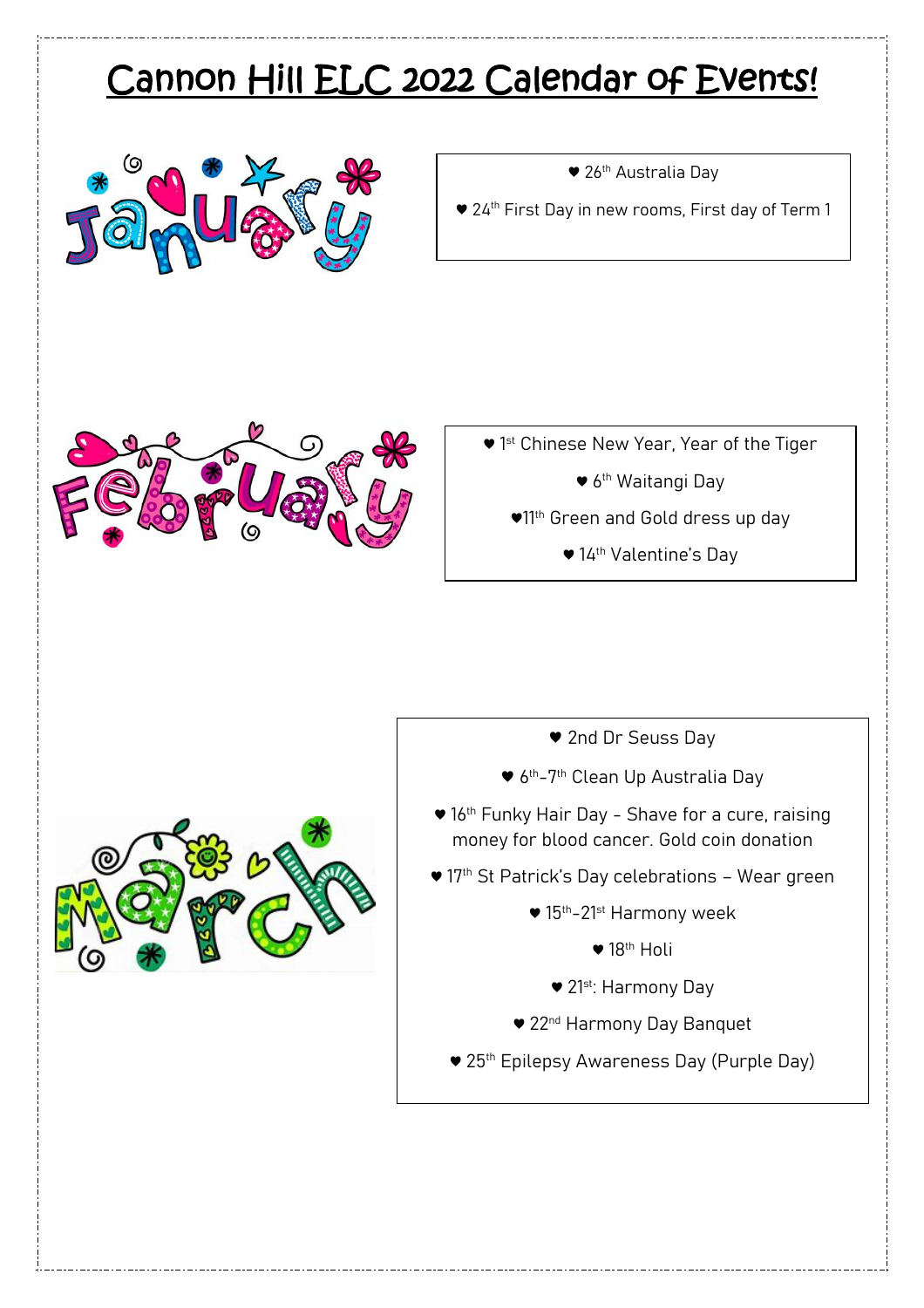# Cannon Hill ELC 2022 Calendar of Events!

## January

- ♥ 26th Australia Day
- ♥ 24th First Day in new rooms, First day of Term 1

## February

- ♥ 1st Chinese New Year, Year of the Tiger
- ♥ 6th Waitangi Day
- ♥ 11th Green and Gold dress up day
- ♥ 14th Valentine's Day

## March

- ♥ 2nd Dr Seuss Day
- ♥ 6th-7th Clean Up Australia Day
- ♥ 16th Funky Hair Day - Shave for a cure, raising money for blood cancer. Gold coin donation
- ♥ 17th St Patrick's Day celebrations – Wear green
- ♥ 15th-21st Harmony week
- ♥ 18th Holi
- ♥ 21st: Harmony Day
- ♥ 22nd Harmony Day Banquet
- ♥ 25th Epilepsy Awareness Day (Purple Day)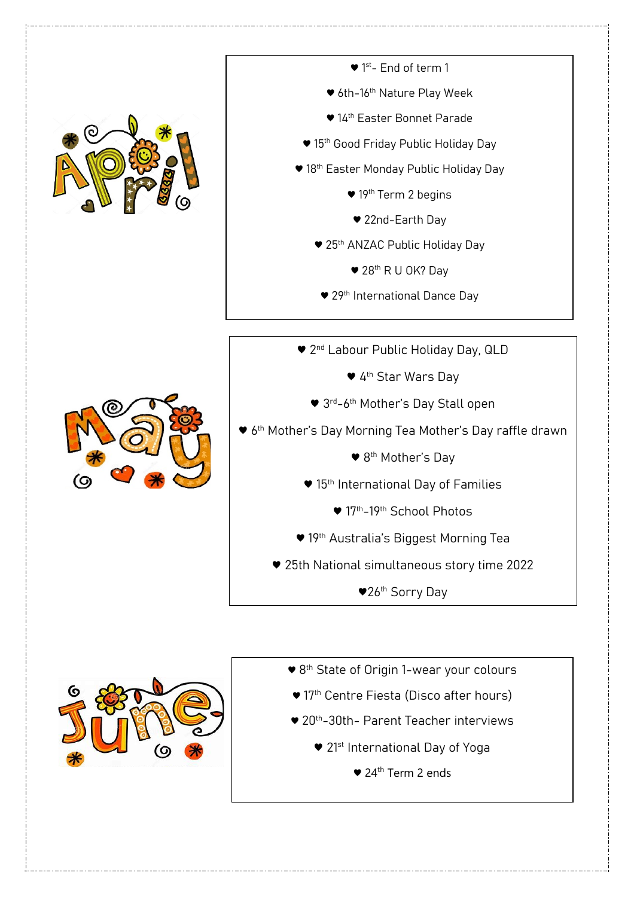## April

- ♥ 1st- End of term 1
- ♥ 6th-16th Nature Play Week
- ♥ 14th Easter Bonnet Parade
- ♥ 15th Good Friday Public Holiday Day
- ♥ 18th Easter Monday Public Holiday Day
- ♥ 19th Term 2 begins
- ♥ 22nd-Earth Day
- ♥ 25th ANZAC Public Holiday Day
- ♥ 28th R U OK? Day
- ♥ 29th International Dance Day

## May

- ♥ 2nd Labour Public Holiday Day, QLD
- ♥ 4th Star Wars Day
- ♥ 3rd-6th Mother's Day Stall open
- ♥ 6th Mother's Day Morning Tea Mother's Day raffle drawn
- ♥ 8th Mother's Day
- ♥ 15th International Day of Families
- ♥ 17th-19th School Photos
- ♥ 19th Australia's Biggest Morning Tea
- ♥ 25th National simultaneous story time 2022
- ♥ 26th Sorry Day

## June

- ♥ 8th State of Origin 1-wear your colours
- ♥ 17th Centre Fiesta (Disco after hours)
- ♥ 20th-30th- Parent Teacher interviews
- ♥ 21st International Day of Yoga
- ♥ 24th Term 2 ends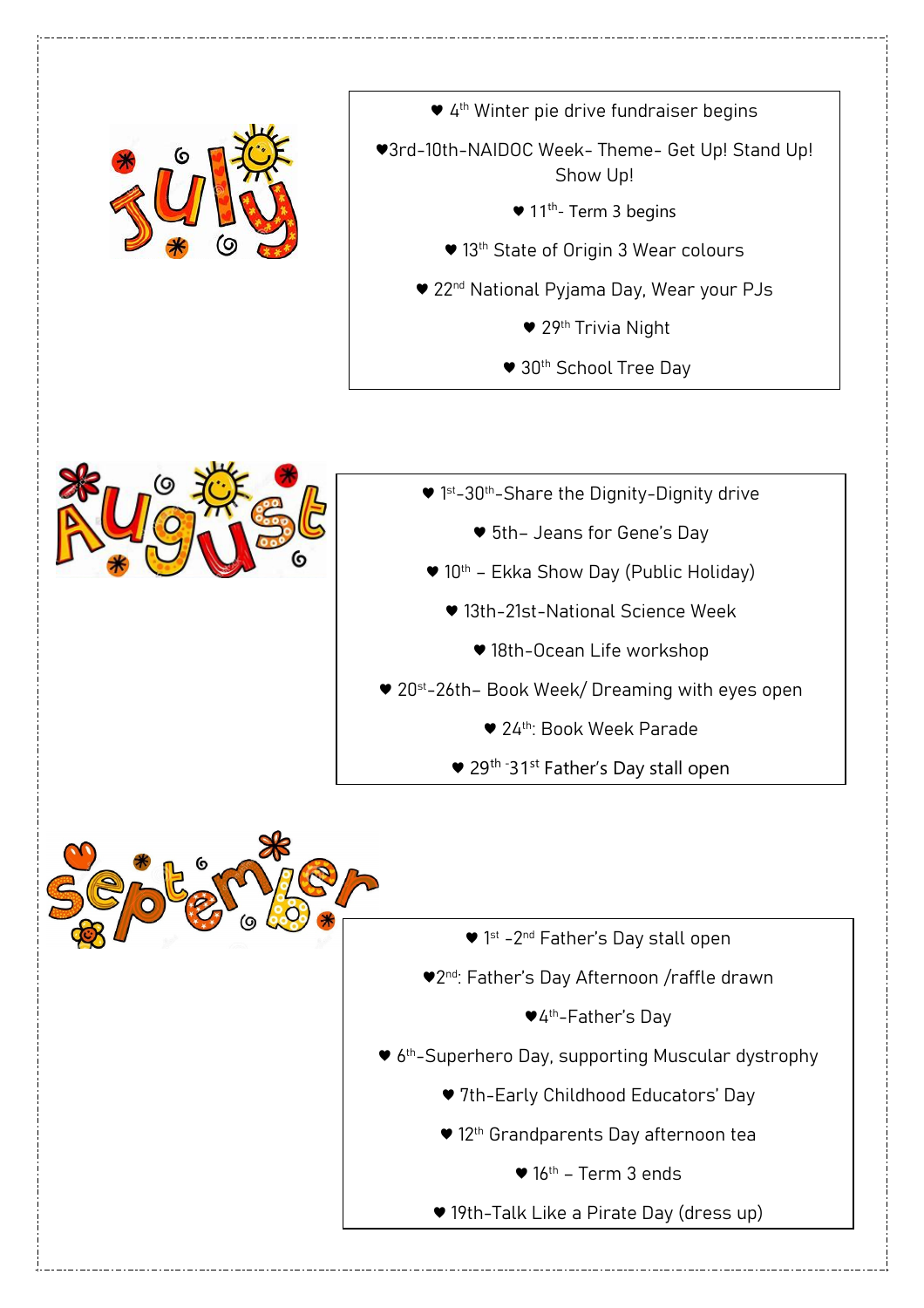## July

- 4th Winter pie drive fundraiser begins
- 3rd-10th-NAIDOC Week- Theme- Get Up! Stand Up! Show Up!
- 11th- Term 3 begins
- 13th State of Origin 3 Wear colours
- 22nd National Pyjama Day, Wear your PJs
- 29th Trivia Night
- 30th School Tree Day

## August

- 1st-30th-Share the Dignity-Dignity drive
- 5th– Jeans for Gene's Day
- 10th – Ekka Show Day (Public Holiday)
- 13th-21st-National Science Week
- 18th-Ocean Life workshop
- 20st-26th– Book Week/ Dreaming with eyes open
- 24th: Book Week Parade
- 29th -31st Father's Day stall open

## September

- 1st -2nd Father's Day stall open
- 2nd: Father's Day Afternoon /raffle drawn
- 4th-Father's Day
- 6th-Superhero Day, supporting Muscular dystrophy
- 7th-Early Childhood Educators' Day
- 12th Grandparents Day afternoon tea
- 16th – Term 3 ends
- 19th-Talk Like a Pirate Day (dress up)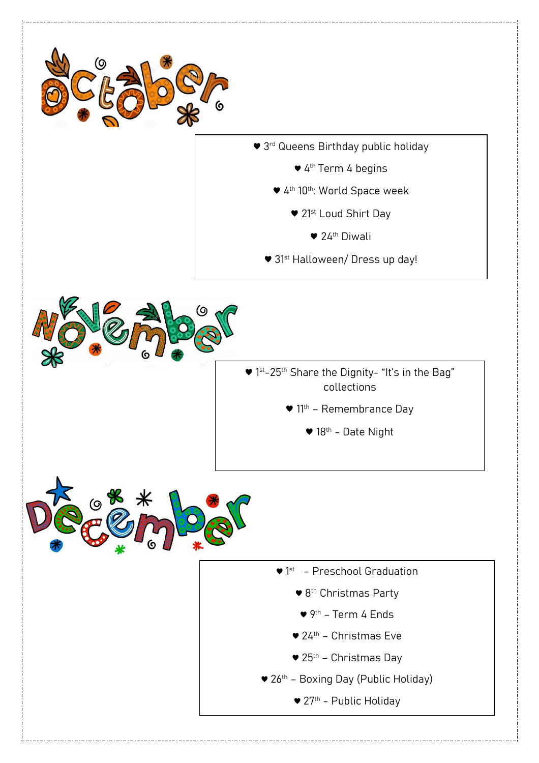# October

- 3rd Queens Birthday public holiday
- 4th Term 4 begins
- 4th 10th: World Space week
- 21st Loud Shirt Day
- 24th Diwali
- 31st Halloween/ Dress up day!

# November

- 1st-25th Share the Dignity- "It's in the Bag" collections
- 11th – Remembrance Day
- 18th - Date Night

# December

- 1st – Preschool Graduation
- 8th Christmas Party
- 9th – Term 4 Ends
- 24th – Christmas Eve
- 25th – Christmas Day
- 26th – Boxing Day (Public Holiday)
- 27th - Public Holiday